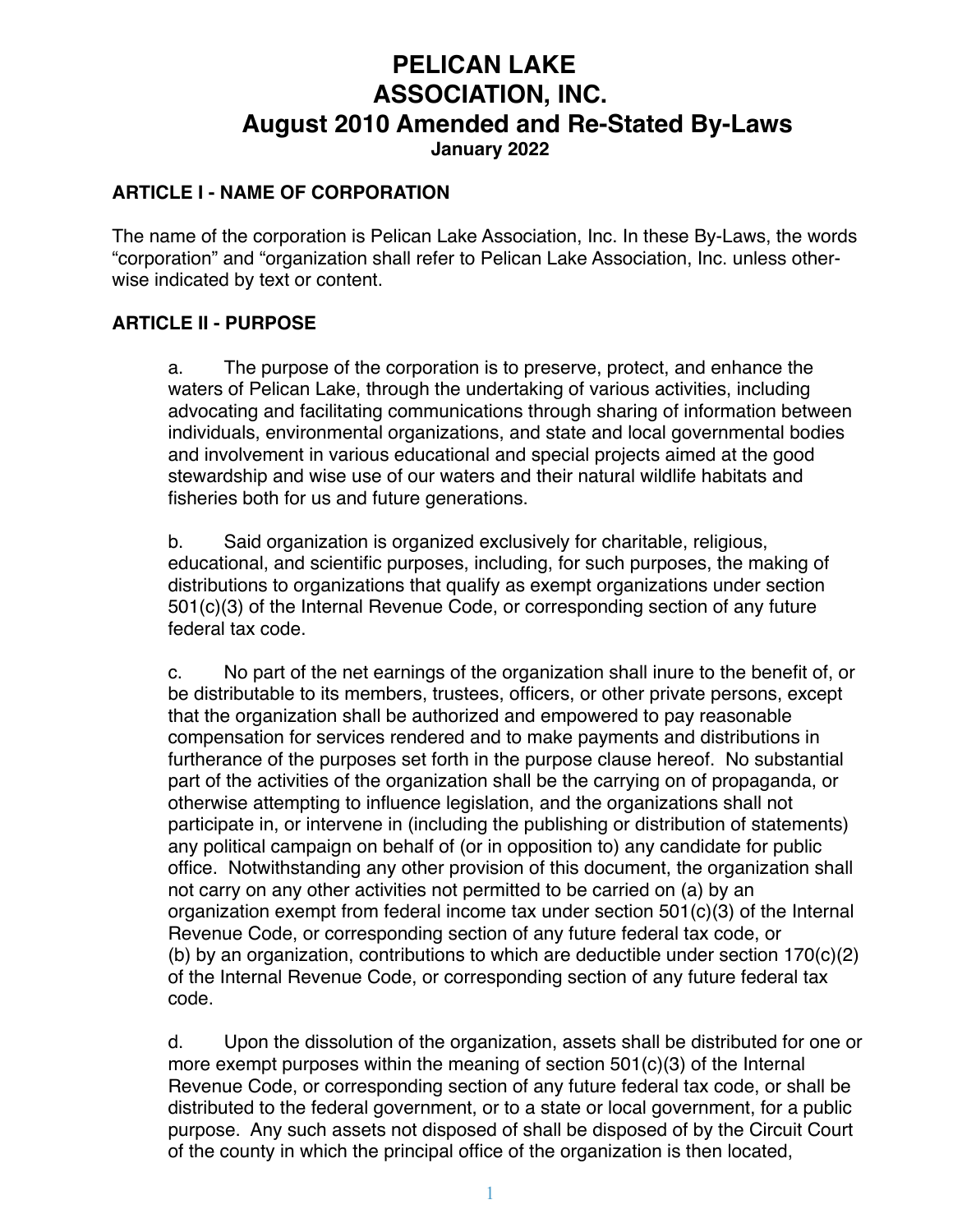# PELICAN LAKE ASSOCIATION, INC.
# August 2010 Amended and Re-Stated By-Laws
**January 2022**

## ARTICLE I - NAME OF CORPORATION

The name of the corporation is Pelican Lake Association, Inc. In these By-Laws, the words "corporation" and "organization shall refer to Pelican Lake Association, Inc. unless otherwise indicated by text or content.

## ARTICLE II - PURPOSE

a. The purpose of the corporation is to preserve, protect, and enhance the waters of Pelican Lake, through the undertaking of various activities, including advocating and facilitating communications through sharing of information between individuals, environmental organizations, and state and local governmental bodies and involvement in various educational and special projects aimed at the good stewardship and wise use of our waters and their natural wildlife habitats and fisheries both for us and future generations.

b. Said organization is organized exclusively for charitable, religious, educational, and scientific purposes, including, for such purposes, the making of distributions to organizations that qualify as exempt organizations under section 501(c)(3) of the Internal Revenue Code, or corresponding section of any future federal tax code.

c. No part of the net earnings of the organization shall inure to the benefit of, or be distributable to its members, trustees, officers, or other private persons, except that the organization shall be authorized and empowered to pay reasonable compensation for services rendered and to make payments and distributions in furtherance of the purposes set forth in the purpose clause hereof. No substantial part of the activities of the organization shall be the carrying on of propaganda, or otherwise attempting to influence legislation, and the organizations shall not participate in, or intervene in (including the publishing or distribution of statements) any political campaign on behalf of (or in opposition to) any candidate for public office. Notwithstanding any other provision of this document, the organization shall not carry on any other activities not permitted to be carried on (a) by an organization exempt from federal income tax under section 501(c)(3) of the Internal Revenue Code, or corresponding section of any future federal tax code, or (b) by an organization, contributions to which are deductible under section 170(c)(2) of the Internal Revenue Code, or corresponding section of any future federal tax code.

d. Upon the dissolution of the organization, assets shall be distributed for one or more exempt purposes within the meaning of section 501(c)(3) of the Internal Revenue Code, or corresponding section of any future federal tax code, or shall be distributed to the federal government, or to a state or local government, for a public purpose. Any such assets not disposed of shall be disposed of by the Circuit Court of the county in which the principal office of the organization is then located,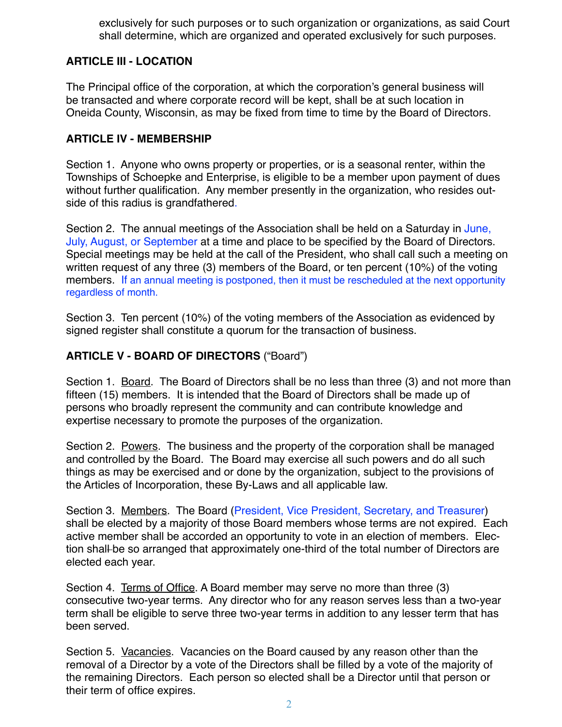exclusively for such purposes or to such organization or organizations, as said Court shall determine, which are organized and operated exclusively for such purposes.

## ARTICLE III - LOCATION

The Principal office of the corporation, at which the corporation's general business will be transacted and where corporate record will be kept, shall be at such location in Oneida County, Wisconsin, as may be fixed from time to time by the Board of Directors.

## ARTICLE IV - MEMBERSHIP

Section 1. Anyone who owns property or properties, or is a seasonal renter, within the Townships of Schoepke and Enterprise, is eligible to be a member upon payment of dues without further qualification. Any member presently in the organization, who resides outside of this radius is grandfathered.

Section 2. The annual meetings of the Association shall be held on a Saturday in June, July, August, or September at a time and place to be specified by the Board of Directors. Special meetings may be held at the call of the President, who shall call such a meeting on written request of any three (3) members of the Board, or ten percent (10%) of the voting members. If an annual meeting is postponed, then it must be rescheduled at the next opportunity regardless of month.

Section 3. Ten percent (10%) of the voting members of the Association as evidenced by signed register shall constitute a quorum for the transaction of business.

## ARTICLE V - BOARD OF DIRECTORS ("Board")

Section 1. Board. The Board of Directors shall be no less than three (3) and not more than fifteen (15) members. It is intended that the Board of Directors shall be made up of persons who broadly represent the community and can contribute knowledge and expertise necessary to promote the purposes of the organization.

Section 2. Powers. The business and the property of the corporation shall be managed and controlled by the Board. The Board may exercise all such powers and do all such things as may be exercised and or done by the organization, subject to the provisions of the Articles of Incorporation, these By-Laws and all applicable law.

Section 3. Members. The Board (President, Vice President, Secretary, and Treasurer) shall be elected by a majority of those Board members whose terms are not expired. Each active member shall be accorded an opportunity to vote in an election of members. Election shall be so arranged that approximately one-third of the total number of Directors are elected each year.

Section 4. Terms of Office. A Board member may serve no more than three (3) consecutive two-year terms. Any director who for any reason serves less than a two-year term shall be eligible to serve three two-year terms in addition to any lesser term that has been served.

Section 5. Vacancies. Vacancies on the Board caused by any reason other than the removal of a Director by a vote of the Directors shall be filled by a vote of the majority of the remaining Directors. Each person so elected shall be a Director until that person or their term of office expires.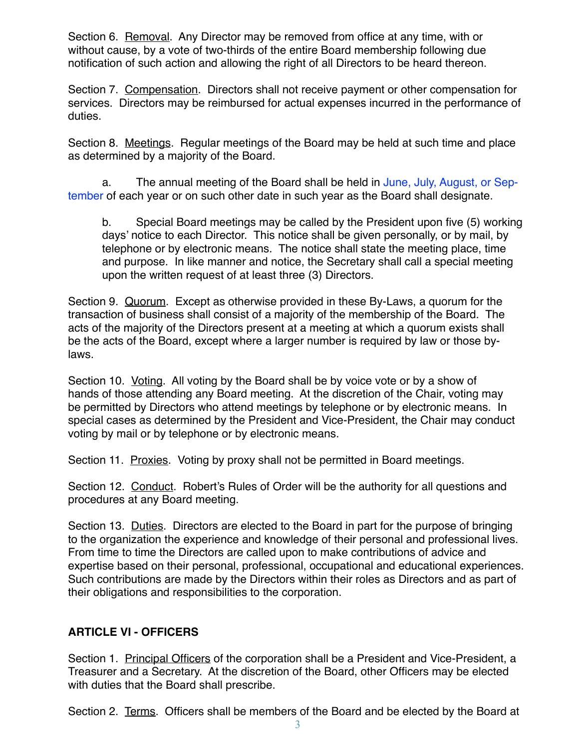Section 6. Removal. Any Director may be removed from office at any time, with or without cause, by a vote of two-thirds of the entire Board membership following due notification of such action and allowing the right of all Directors to be heard thereon.

Section 7. Compensation. Directors shall not receive payment or other compensation for services. Directors may be reimbursed for actual expenses incurred in the performance of duties.

Section 8. Meetings. Regular meetings of the Board may be held at such time and place as determined by a majority of the Board.

a. The annual meeting of the Board shall be held in June, July, August, or September of each year or on such other date in such year as the Board shall designate.

b. Special Board meetings may be called by the President upon five (5) working days' notice to each Director. This notice shall be given personally, or by mail, by telephone or by electronic means. The notice shall state the meeting place, time and purpose. In like manner and notice, the Secretary shall call a special meeting upon the written request of at least three (3) Directors.

Section 9. Quorum. Except as otherwise provided in these By-Laws, a quorum for the transaction of business shall consist of a majority of the membership of the Board. The acts of the majority of the Directors present at a meeting at which a quorum exists shall be the acts of the Board, except where a larger number is required by law or those by-laws.

Section 10. Voting. All voting by the Board shall be by voice vote or by a show of hands of those attending any Board meeting. At the discretion of the Chair, voting may be permitted by Directors who attend meetings by telephone or by electronic means. In special cases as determined by the President and Vice-President, the Chair may conduct voting by mail or by telephone or by electronic means.

Section 11. Proxies. Voting by proxy shall not be permitted in Board meetings.

Section 12. Conduct. Robert's Rules of Order will be the authority for all questions and procedures at any Board meeting.

Section 13. Duties. Directors are elected to the Board in part for the purpose of bringing to the organization the experience and knowledge of their personal and professional lives. From time to time the Directors are called upon to make contributions of advice and expertise based on their personal, professional, occupational and educational experiences. Such contributions are made by the Directors within their roles as Directors and as part of their obligations and responsibilities to the corporation.

## ARTICLE VI - OFFICERS

Section 1. Principal Officers of the corporation shall be a President and Vice-President, a Treasurer and a Secretary. At the discretion of the Board, other Officers may be elected with duties that the Board shall prescribe.

Section 2. Terms. Officers shall be members of the Board and be elected by the Board at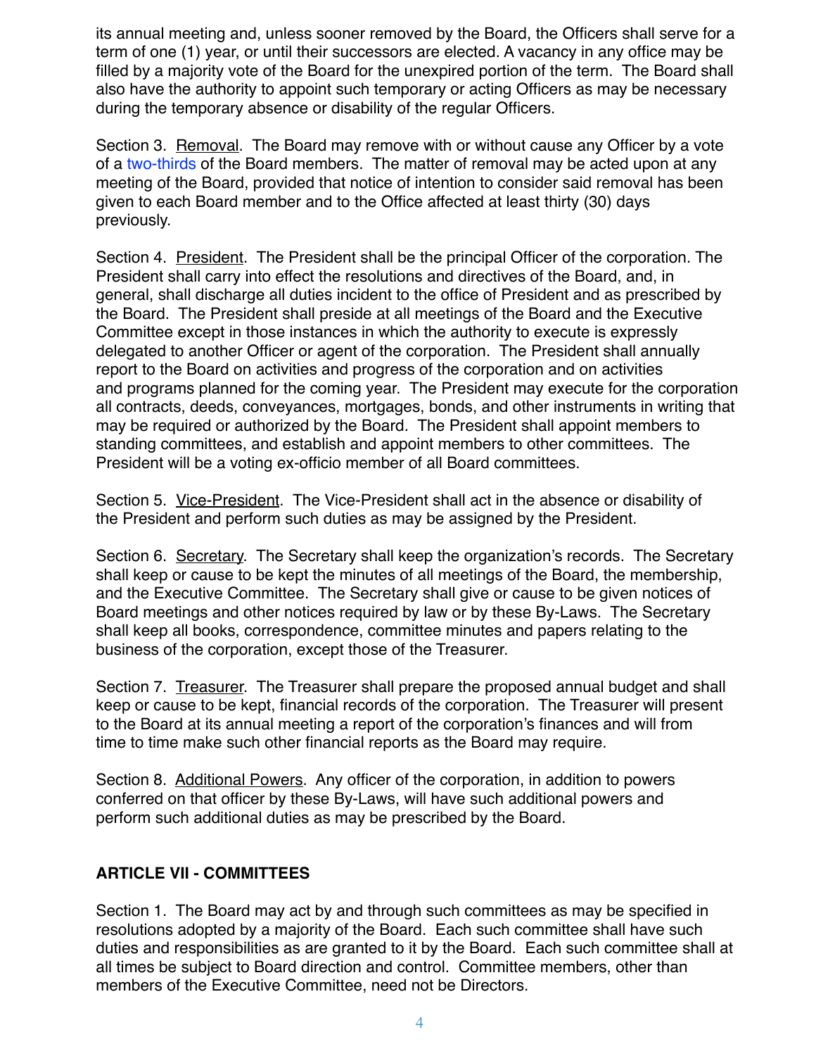its annual meeting and, unless sooner removed by the Board, the Officers shall serve for a term of one (1) year, or until their successors are elected. A vacancy in any office may be filled by a majority vote of the Board for the unexpired portion of the term. The Board shall also have the authority to appoint such temporary or acting Officers as may be necessary during the temporary absence or disability of the regular Officers.

Section 3. Removal. The Board may remove with or without cause any Officer by a vote of a two-thirds of the Board members. The matter of removal may be acted upon at any meeting of the Board, provided that notice of intention to consider said removal has been given to each Board member and to the Office affected at least thirty (30) days previously.

Section 4. President. The President shall be the principal Officer of the corporation. The President shall carry into effect the resolutions and directives of the Board, and, in general, shall discharge all duties incident to the office of President and as prescribed by the Board. The President shall preside at all meetings of the Board and the Executive Committee except in those instances in which the authority to execute is expressly delegated to another Officer or agent of the corporation. The President shall annually report to the Board on activities and progress of the corporation and on activities and programs planned for the coming year. The President may execute for the corporation all contracts, deeds, conveyances, mortgages, bonds, and other instruments in writing that may be required or authorized by the Board. The President shall appoint members to standing committees, and establish and appoint members to other committees. The President will be a voting ex-officio member of all Board committees.

Section 5. Vice-President. The Vice-President shall act in the absence or disability of the President and perform such duties as may be assigned by the President.

Section 6. Secretary. The Secretary shall keep the organization's records. The Secretary shall keep or cause to be kept the minutes of all meetings of the Board, the membership, and the Executive Committee. The Secretary shall give or cause to be given notices of Board meetings and other notices required by law or by these By-Laws. The Secretary shall keep all books, correspondence, committee minutes and papers relating to the business of the corporation, except those of the Treasurer.

Section 7. Treasurer. The Treasurer shall prepare the proposed annual budget and shall keep or cause to be kept, financial records of the corporation. The Treasurer will present to the Board at its annual meeting a report of the corporation's finances and will from time to time make such other financial reports as the Board may require.

Section 8. Additional Powers. Any officer of the corporation, in addition to powers conferred on that officer by these By-Laws, will have such additional powers and perform such additional duties as may be prescribed by the Board.

## ARTICLE VII - COMMITTEES

Section 1. The Board may act by and through such committees as may be specified in resolutions adopted by a majority of the Board. Each such committee shall have such duties and responsibilities as are granted to it by the Board. Each such committee shall at all times be subject to Board direction and control. Committee members, other than members of the Executive Committee, need not be Directors.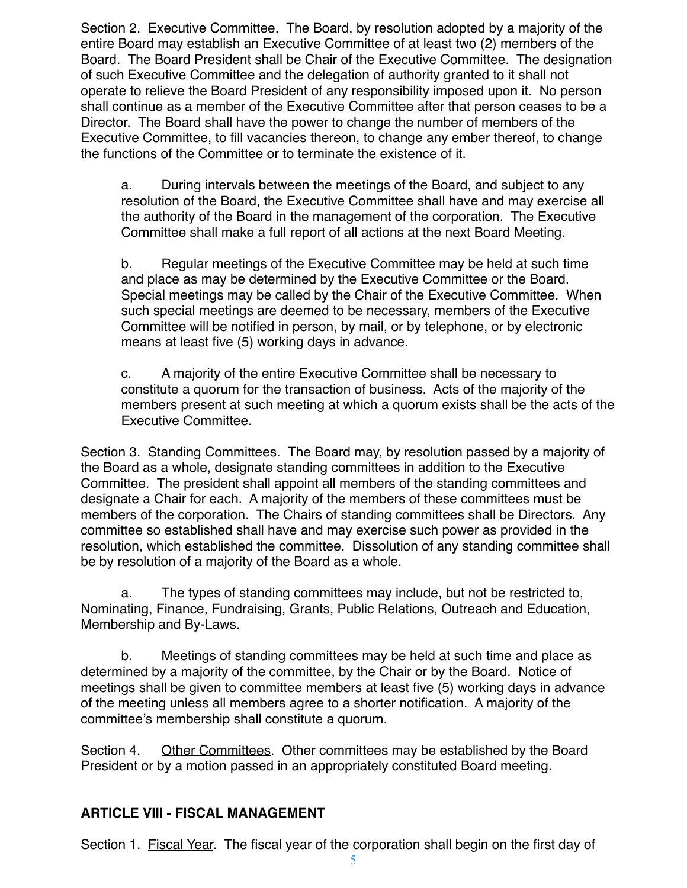Section 2. <u>Executive Committee</u>. The Board, by resolution adopted by a majority of the entire Board may establish an Executive Committee of at least two (2) members of the Board. The Board President shall be Chair of the Executive Committee. The designation of such Executive Committee and the delegation of authority granted to it shall not operate to relieve the Board President of any responsibility imposed upon it. No person shall continue as a member of the Executive Committee after that person ceases to be a Director. The Board shall have the power to change the number of members of the Executive Committee, to fill vacancies thereon, to change any ember thereof, to change the functions of the Committee or to terminate the existence of it.

a. During intervals between the meetings of the Board, and subject to any resolution of the Board, the Executive Committee shall have and may exercise all the authority of the Board in the management of the corporation. The Executive Committee shall make a full report of all actions at the next Board Meeting.

b. Regular meetings of the Executive Committee may be held at such time and place as may be determined by the Executive Committee or the Board. Special meetings may be called by the Chair of the Executive Committee. When such special meetings are deemed to be necessary, members of the Executive Committee will be notified in person, by mail, or by telephone, or by electronic means at least five (5) working days in advance.

c. A majority of the entire Executive Committee shall be necessary to constitute a quorum for the transaction of business. Acts of the majority of the members present at such meeting at which a quorum exists shall be the acts of the Executive Committee.

Section 3. <u>Standing Committees</u>. The Board may, by resolution passed by a majority of the Board as a whole, designate standing committees in addition to the Executive Committee. The president shall appoint all members of the standing committees and designate a Chair for each. A majority of the members of these committees must be members of the corporation. The Chairs of standing committees shall be Directors. Any committee so established shall have and may exercise such power as provided in the resolution, which established the committee. Dissolution of any standing committee shall be by resolution of a majority of the Board as a whole.

a. The types of standing committees may include, but not be restricted to, Nominating, Finance, Fundraising, Grants, Public Relations, Outreach and Education, Membership and By-Laws.

b. Meetings of standing committees may be held at such time and place as determined by a majority of the committee, by the Chair or by the Board. Notice of meetings shall be given to committee members at least five (5) working days in advance of the meeting unless all members agree to a shorter notification. A majority of the committee's membership shall constitute a quorum.

Section 4. <u>Other Committees</u>. Other committees may be established by the Board President or by a motion passed in an appropriately constituted Board meeting.

## ARTICLE VIII - FISCAL MANAGEMENT

Section 1. <u>Fiscal Year</u>. The fiscal year of the corporation shall begin on the first day of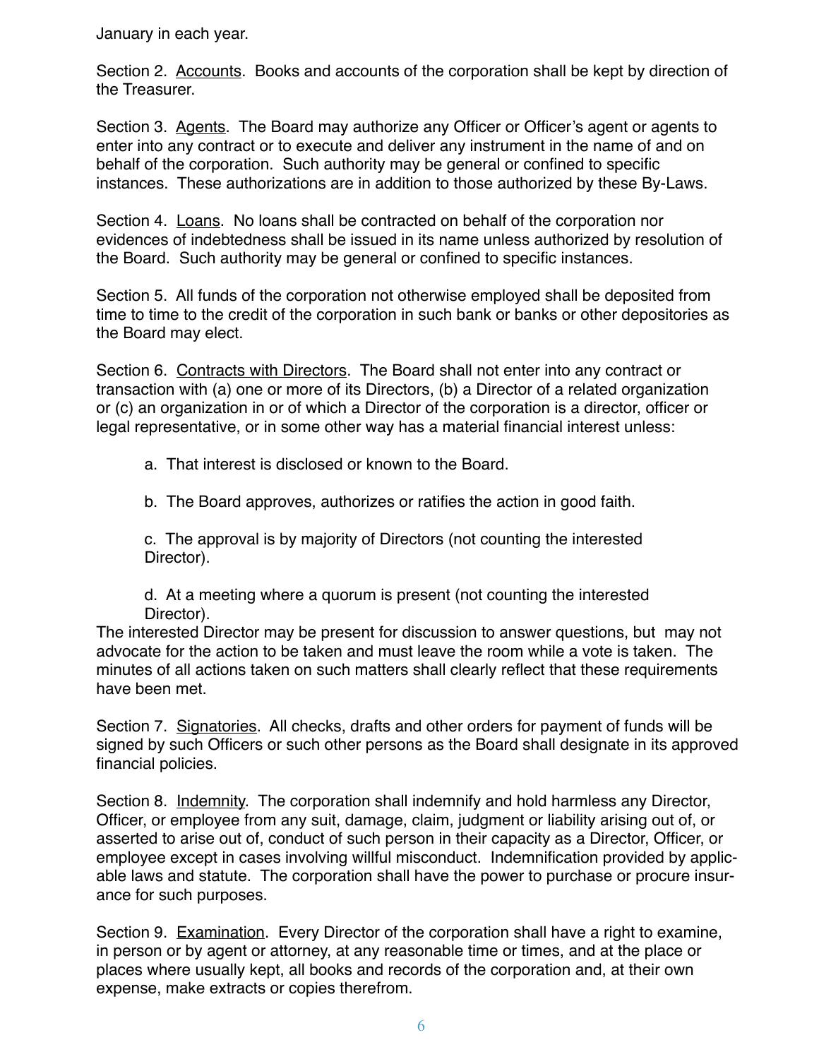January in each year.

Section 2. Accounts. Books and accounts of the corporation shall be kept by direction of the Treasurer.

Section 3. Agents. The Board may authorize any Officer or Officer's agent or agents to enter into any contract or to execute and deliver any instrument in the name of and on behalf of the corporation. Such authority may be general or confined to specific instances. These authorizations are in addition to those authorized by these By-Laws.

Section 4. Loans. No loans shall be contracted on behalf of the corporation nor evidences of indebtedness shall be issued in its name unless authorized by resolution of the Board. Such authority may be general or confined to specific instances.

Section 5. All funds of the corporation not otherwise employed shall be deposited from time to time to the credit of the corporation in such bank or banks or other depositories as the Board may elect.

Section 6. Contracts with Directors. The Board shall not enter into any contract or transaction with (a) one or more of its Directors, (b) a Director of a related organization or (c) an organization in or of which a Director of the corporation is a director, officer or legal representative, or in some other way has a material financial interest unless:

a. That interest is disclosed or known to the Board.

b. The Board approves, authorizes or ratifies the action in good faith.

c. The approval is by majority of Directors (not counting the interested Director).

d. At a meeting where a quorum is present (not counting the interested Director).

The interested Director may be present for discussion to answer questions, but may not advocate for the action to be taken and must leave the room while a vote is taken. The minutes of all actions taken on such matters shall clearly reflect that these requirements have been met.

Section 7. Signatories. All checks, drafts and other orders for payment of funds will be signed by such Officers or such other persons as the Board shall designate in its approved financial policies.

Section 8. Indemnity. The corporation shall indemnify and hold harmless any Director, Officer, or employee from any suit, damage, claim, judgment or liability arising out of, or asserted to arise out of, conduct of such person in their capacity as a Director, Officer, or employee except in cases involving willful misconduct. Indemnification provided by applicable laws and statute. The corporation shall have the power to purchase or procure insurance for such purposes.

Section 9. Examination. Every Director of the corporation shall have a right to examine, in person or by agent or attorney, at any reasonable time or times, and at the place or places where usually kept, all books and records of the corporation and, at their own expense, make extracts or copies therefrom.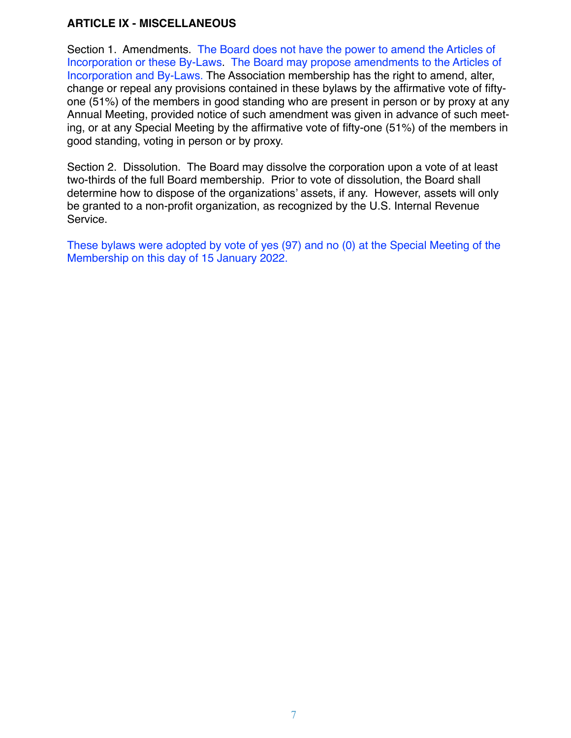**ARTICLE IX - MISCELLANEOUS**

Section 1. Amendments. The Board does not have the power to amend the Articles of Incorporation or these By-Laws. The Board may propose amendments to the Articles of Incorporation and By-Laws. The Association membership has the right to amend, alter, change or repeal any provisions contained in these bylaws by the affirmative vote of fifty-one (51%) of the members in good standing who are present in person or by proxy at any Annual Meeting, provided notice of such amendment was given in advance of such meeting, or at any Special Meeting by the affirmative vote of fifty-one (51%) of the members in good standing, voting in person or by proxy.

Section 2. Dissolution. The Board may dissolve the corporation upon a vote of at least two-thirds of the full Board membership. Prior to vote of dissolution, the Board shall determine how to dispose of the organizations' assets, if any. However, assets will only be granted to a non-profit organization, as recognized by the U.S. Internal Revenue Service.

These bylaws were adopted by vote of yes (97) and no (0) at the Special Meeting of the Membership on this day of 15 January 2022.